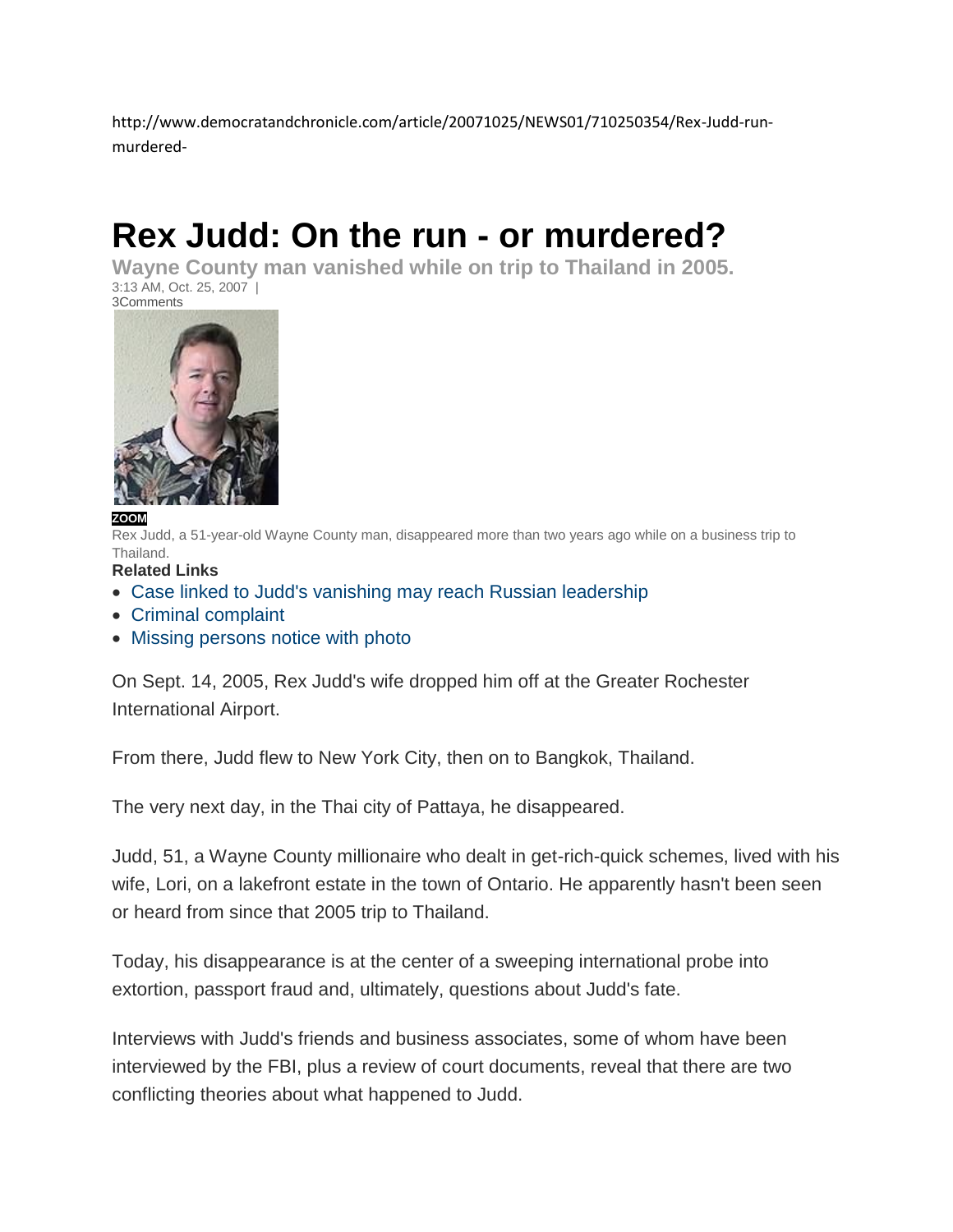http://www.democratandchronicle.com/article/20071025/NEWS01/710250354/Rex-Judd-run-murdered-

# Rex Judd: On the run - or murdered?

**Wayne County man vanished while on trip to Thailand in 2005.**

3:13 AM, Oct. 25, 2007 |
3Comments

ZOOM

Rex Judd, a 51-year-old Wayne County man, disappeared more than two years ago while on a business trip to Thailand.

**Related Links**

- Case linked to Judd's vanishing may reach Russian leadership
- Criminal complaint
- Missing persons notice with photo

On Sept. 14, 2005, Rex Judd's wife dropped him off at the Greater Rochester International Airport.

From there, Judd flew to New York City, then on to Bangkok, Thailand.

The very next day, in the Thai city of Pattaya, he disappeared.

Judd, 51, a Wayne County millionaire who dealt in get-rich-quick schemes, lived with his wife, Lori, on a lakefront estate in the town of Ontario. He apparently hasn't been seen or heard from since that 2005 trip to Thailand.

Today, his disappearance is at the center of a sweeping international probe into extortion, passport fraud and, ultimately, questions about Judd's fate.

Interviews with Judd's friends and business associates, some of whom have been interviewed by the FBI, plus a review of court documents, reveal that there are two conflicting theories about what happened to Judd.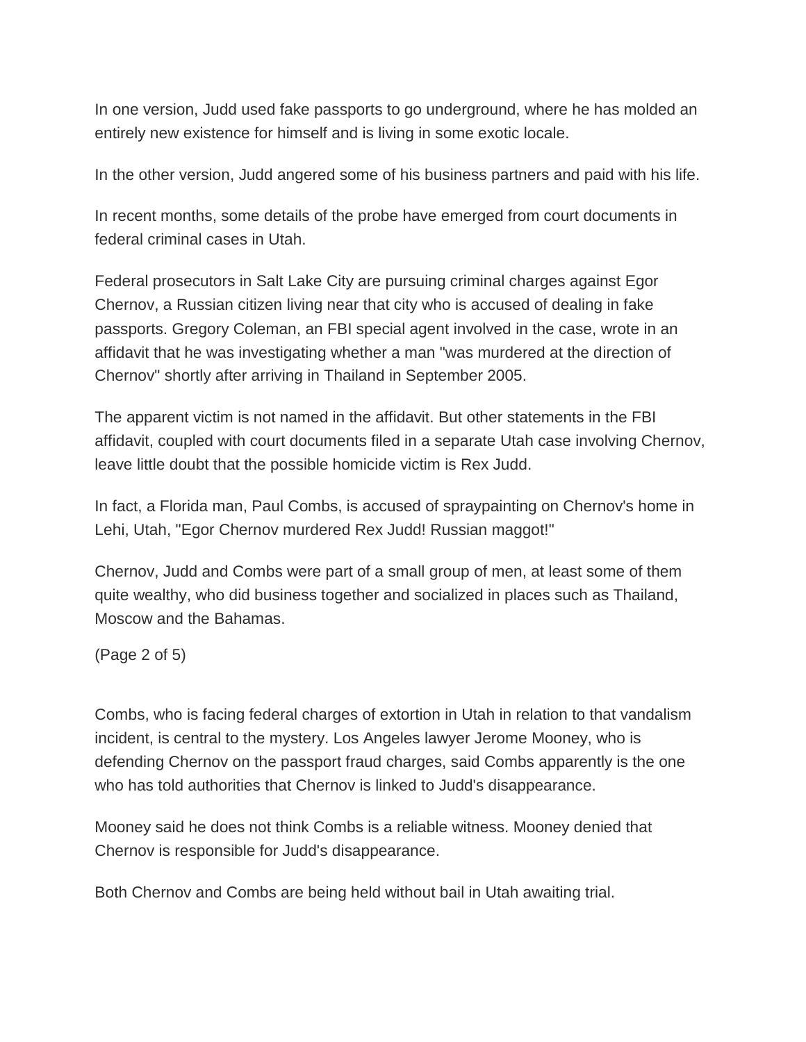In one version, Judd used fake passports to go underground, where he has molded an entirely new existence for himself and is living in some exotic locale.

In the other version, Judd angered some of his business partners and paid with his life.

In recent months, some details of the probe have emerged from court documents in federal criminal cases in Utah.

Federal prosecutors in Salt Lake City are pursuing criminal charges against Egor Chernov, a Russian citizen living near that city who is accused of dealing in fake passports. Gregory Coleman, an FBI special agent involved in the case, wrote in an affidavit that he was investigating whether a man "was murdered at the direction of Chernov" shortly after arriving in Thailand in September 2005.

The apparent victim is not named in the affidavit. But other statements in the FBI affidavit, coupled with court documents filed in a separate Utah case involving Chernov, leave little doubt that the possible homicide victim is Rex Judd.

In fact, a Florida man, Paul Combs, is accused of spraypainting on Chernov's home in Lehi, Utah, "Egor Chernov murdered Rex Judd! Russian maggot!"

Chernov, Judd and Combs were part of a small group of men, at least some of them quite wealthy, who did business together and socialized in places such as Thailand, Moscow and the Bahamas.

Combs, who is facing federal charges of extortion in Utah in relation to that vandalism incident, is central to the mystery. Los Angeles lawyer Jerome Mooney, who is defending Chernov on the passport fraud charges, said Combs apparently is the one who has told authorities that Chernov is linked to Judd's disappearance.

Mooney said he does not think Combs is a reliable witness. Mooney denied that Chernov is responsible for Judd's disappearance.

Both Chernov and Combs are being held without bail in Utah awaiting trial.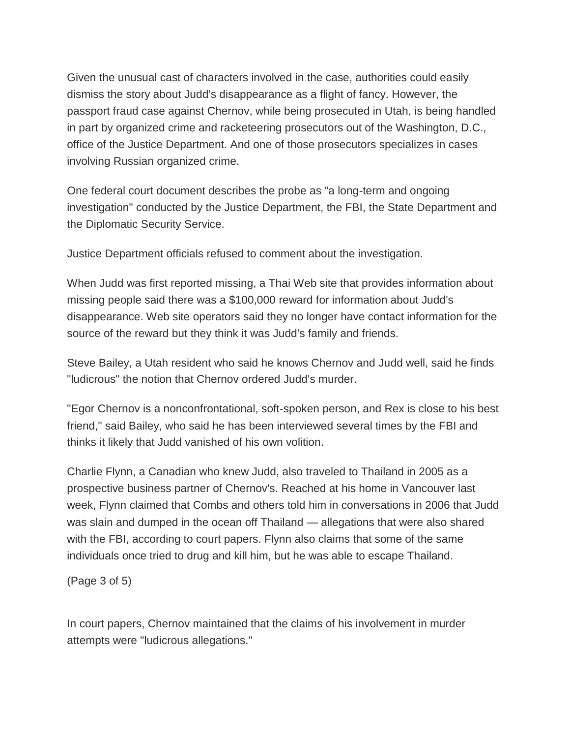Given the unusual cast of characters involved in the case, authorities could easily dismiss the story about Judd's disappearance as a flight of fancy. However, the passport fraud case against Chernov, while being prosecuted in Utah, is being handled in part by organized crime and racketeering prosecutors out of the Washington, D.C., office of the Justice Department. And one of those prosecutors specializes in cases involving Russian organized crime.

One federal court document describes the probe as "a long-term and ongoing investigation" conducted by the Justice Department, the FBI, the State Department and the Diplomatic Security Service.

Justice Department officials refused to comment about the investigation.

When Judd was first reported missing, a Thai Web site that provides information about missing people said there was a $100,000 reward for information about Judd's disappearance. Web site operators said they no longer have contact information for the source of the reward but they think it was Judd's family and friends.

Steve Bailey, a Utah resident who said he knows Chernov and Judd well, said he finds "ludicrous" the notion that Chernov ordered Judd's murder.

"Egor Chernov is a nonconfrontational, soft-spoken person, and Rex is close to his best friend," said Bailey, who said he has been interviewed several times by the FBI and thinks it likely that Judd vanished of his own volition.

Charlie Flynn, a Canadian who knew Judd, also traveled to Thailand in 2005 as a prospective business partner of Chernov's. Reached at his home in Vancouver last week, Flynn claimed that Combs and others told him in conversations in 2006 that Judd was slain and dumped in the ocean off Thailand — allegations that were also shared with the FBI, according to court papers. Flynn also claims that some of the same individuals once tried to drug and kill him, but he was able to escape Thailand.

In court papers, Chernov maintained that the claims of his involvement in murder attempts were "ludicrous allegations."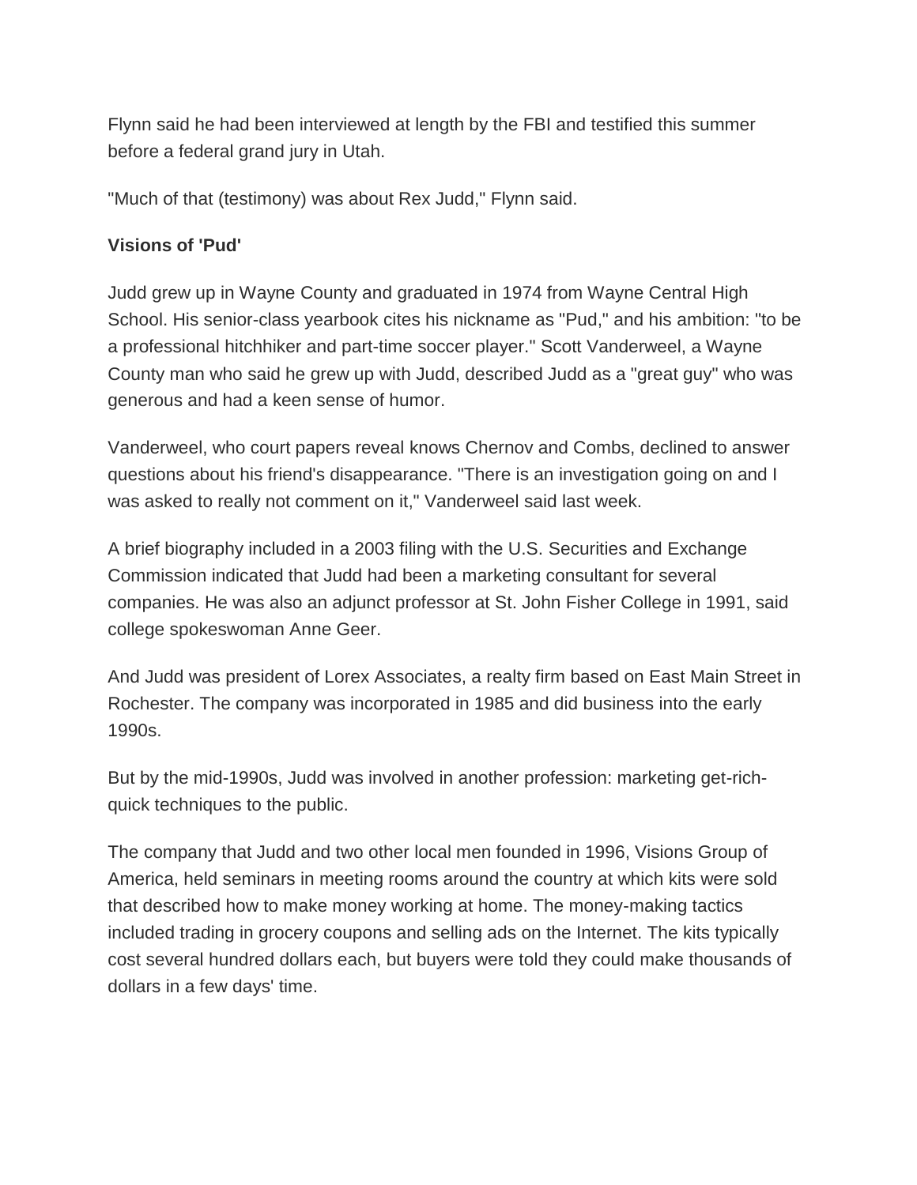Flynn said he had been interviewed at length by the FBI and testified this summer before a federal grand jury in Utah.

"Much of that (testimony) was about Rex Judd," Flynn said.

**Visions of 'Pud'**

Judd grew up in Wayne County and graduated in 1974 from Wayne Central High School. His senior-class yearbook cites his nickname as "Pud," and his ambition: "to be a professional hitchhiker and part-time soccer player." Scott Vanderweel, a Wayne County man who said he grew up with Judd, described Judd as a "great guy" who was generous and had a keen sense of humor.

Vanderweel, who court papers reveal knows Chernov and Combs, declined to answer questions about his friend's disappearance. "There is an investigation going on and I was asked to really not comment on it," Vanderweel said last week.

A brief biography included in a 2003 filing with the U.S. Securities and Exchange Commission indicated that Judd had been a marketing consultant for several companies. He was also an adjunct professor at St. John Fisher College in 1991, said college spokeswoman Anne Geer.

And Judd was president of Lorex Associates, a realty firm based on East Main Street in Rochester. The company was incorporated in 1985 and did business into the early 1990s.

But by the mid-1990s, Judd was involved in another profession: marketing get-rich-quick techniques to the public.

The company that Judd and two other local men founded in 1996, Visions Group of America, held seminars in meeting rooms around the country at which kits were sold that described how to make money working at home. The money-making tactics included trading in grocery coupons and selling ads on the Internet. The kits typically cost several hundred dollars each, but buyers were told they could make thousands of dollars in a few days' time.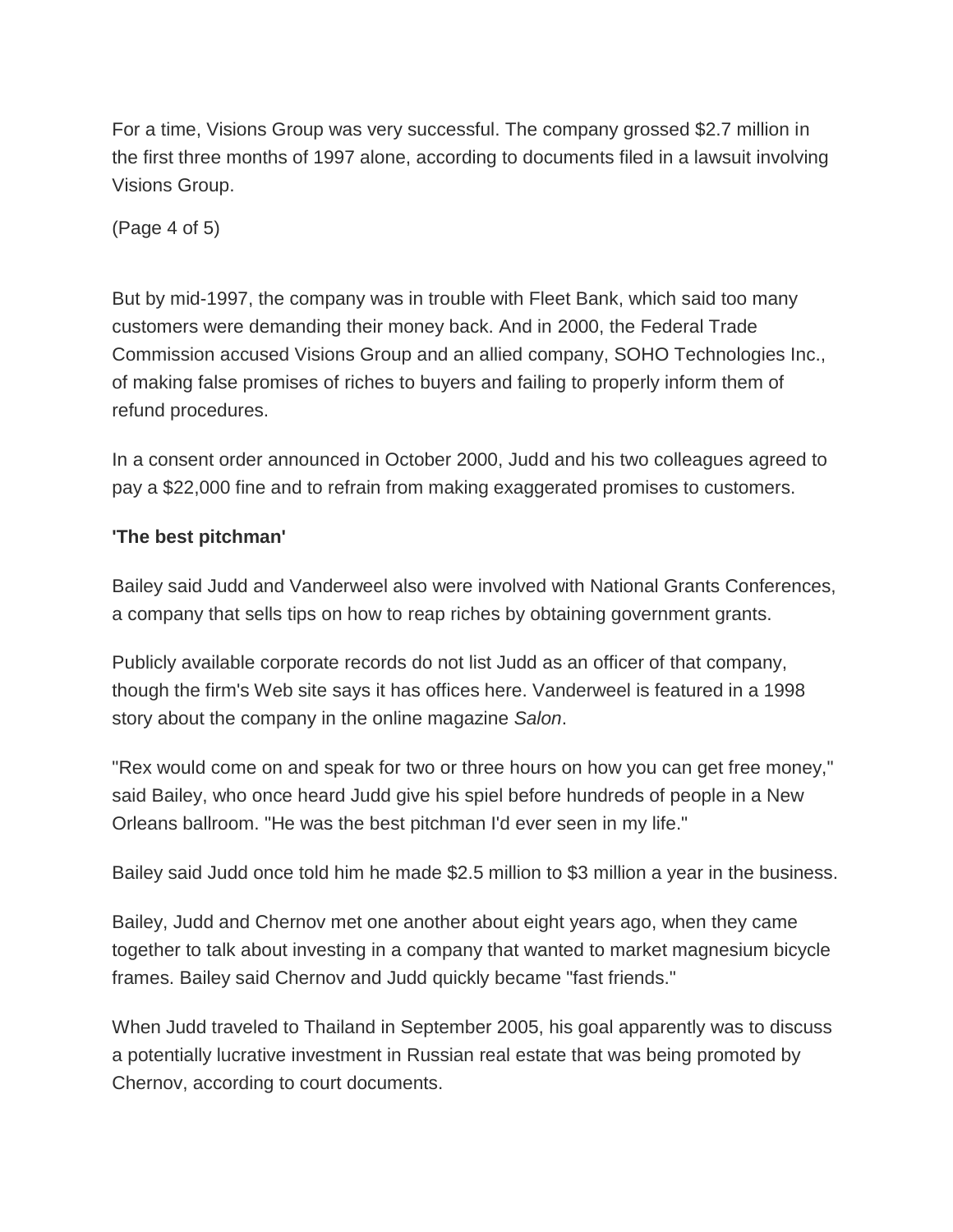For a time, Visions Group was very successful. The company grossed $2.7 million in the first three months of 1997 alone, according to documents filed in a lawsuit involving Visions Group.

But by mid-1997, the company was in trouble with Fleet Bank, which said too many customers were demanding their money back. And in 2000, the Federal Trade Commission accused Visions Group and an allied company, SOHO Technologies Inc., of making false promises of riches to buyers and failing to properly inform them of refund procedures.

In a consent order announced in October 2000, Judd and his two colleagues agreed to pay a $22,000 fine and to refrain from making exaggerated promises to customers.

**'The best pitchman'**

Bailey said Judd and Vanderweel also were involved with National Grants Conferences, a company that sells tips on how to reap riches by obtaining government grants.

Publicly available corporate records do not list Judd as an officer of that company, though the firm's Web site says it has offices here. Vanderweel is featured in a 1998 story about the company in the online magazine *Salon*.

"Rex would come on and speak for two or three hours on how you can get free money," said Bailey, who once heard Judd give his spiel before hundreds of people in a New Orleans ballroom. "He was the best pitchman I'd ever seen in my life."

Bailey said Judd once told him he made $2.5 million to $3 million a year in the business.

Bailey, Judd and Chernov met one another about eight years ago, when they came together to talk about investing in a company that wanted to market magnesium bicycle frames. Bailey said Chernov and Judd quickly became "fast friends."

When Judd traveled to Thailand in September 2005, his goal apparently was to discuss a potentially lucrative investment in Russian real estate that was being promoted by Chernov, according to court documents.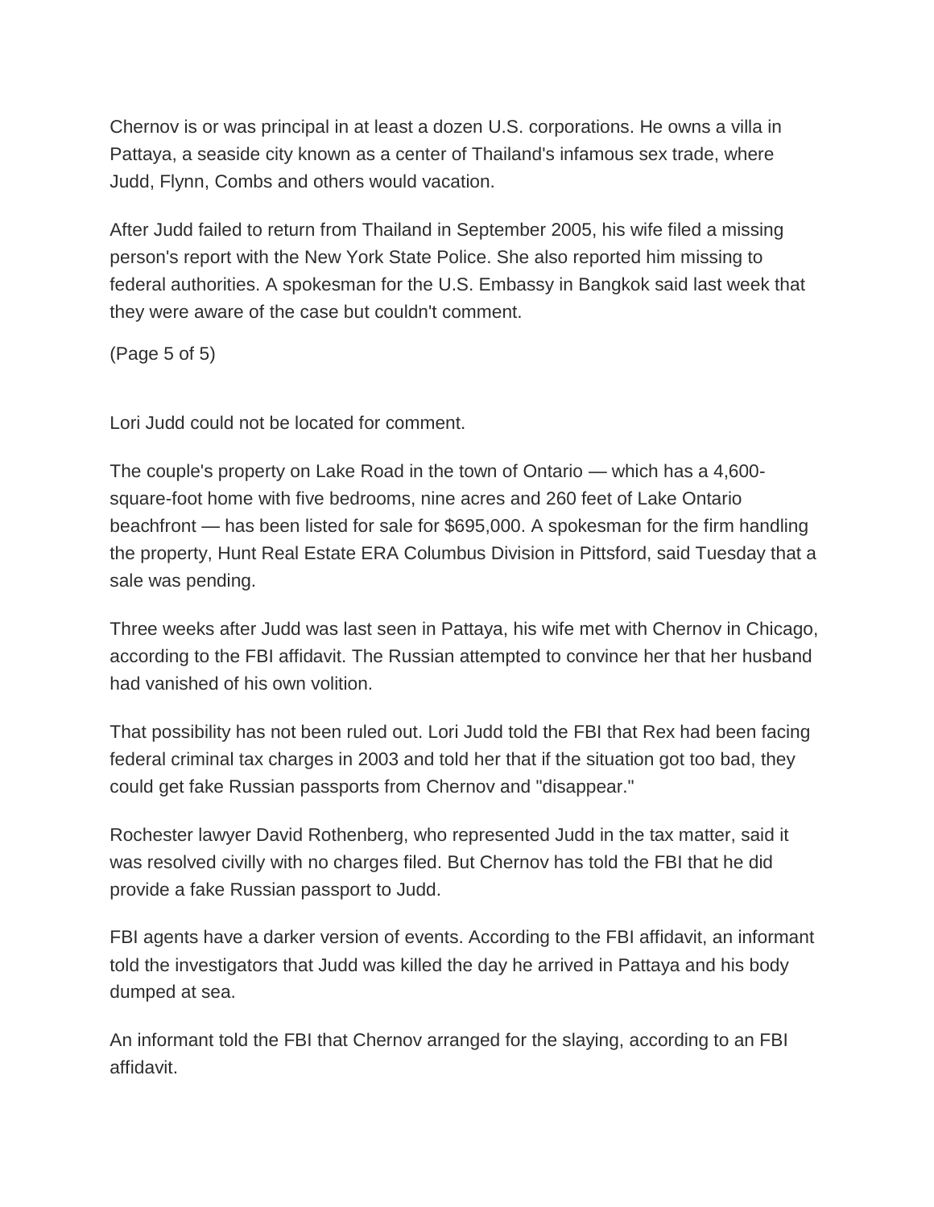Chernov is or was principal in at least a dozen U.S. corporations. He owns a villa in Pattaya, a seaside city known as a center of Thailand's infamous sex trade, where Judd, Flynn, Combs and others would vacation.

After Judd failed to return from Thailand in September 2005, his wife filed a missing person's report with the New York State Police. She also reported him missing to federal authorities. A spokesman for the U.S. Embassy in Bangkok said last week that they were aware of the case but couldn't comment.

Lori Judd could not be located for comment.

The couple's property on Lake Road in the town of Ontario — which has a 4,600-square-foot home with five bedrooms, nine acres and 260 feet of Lake Ontario beachfront — has been listed for sale for $695,000. A spokesman for the firm handling the property, Hunt Real Estate ERA Columbus Division in Pittsford, said Tuesday that a sale was pending.

Three weeks after Judd was last seen in Pattaya, his wife met with Chernov in Chicago, according to the FBI affidavit. The Russian attempted to convince her that her husband had vanished of his own volition.

That possibility has not been ruled out. Lori Judd told the FBI that Rex had been facing federal criminal tax charges in 2003 and told her that if the situation got too bad, they could get fake Russian passports from Chernov and "disappear."

Rochester lawyer David Rothenberg, who represented Judd in the tax matter, said it was resolved civilly with no charges filed. But Chernov has told the FBI that he did provide a fake Russian passport to Judd.

FBI agents have a darker version of events. According to the FBI affidavit, an informant told the investigators that Judd was killed the day he arrived in Pattaya and his body dumped at sea.

An informant told the FBI that Chernov arranged for the slaying, according to an FBI affidavit.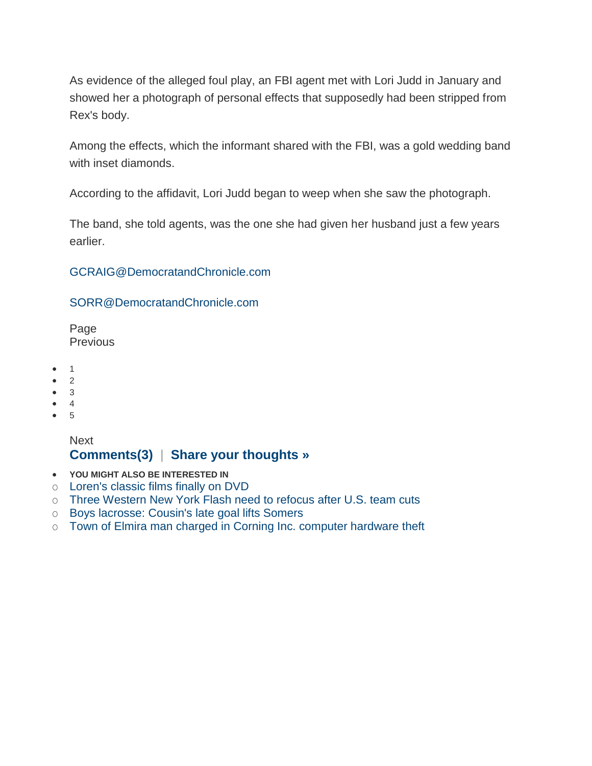As evidence of the alleged foul play, an FBI agent met with Lori Judd in January and showed her a photograph of personal effects that supposedly had been stripped from Rex's body.

Among the effects, which the informant shared with the FBI, was a gold wedding band with inset diamonds.

According to the affidavit, Lori Judd began to weep when she saw the photograph.

The band, she told agents, was the one she had given her husband just a few years earlier.

GCRAIG@DemocratandChronicle.com

SORR@DemocratandChronicle.com

Page
Previous

- 1
- 2
- 3
- 4
- 5

Next

**Comments(3)** | **Share your thoughts »**

- **YOU MIGHT ALSO BE INTERESTED IN**
  - Loren's classic films finally on DVD
  - Three Western New York Flash need to refocus after U.S. team cuts
  - Boys lacrosse: Cousin's late goal lifts Somers
  - Town of Elmira man charged in Corning Inc. computer hardware theft